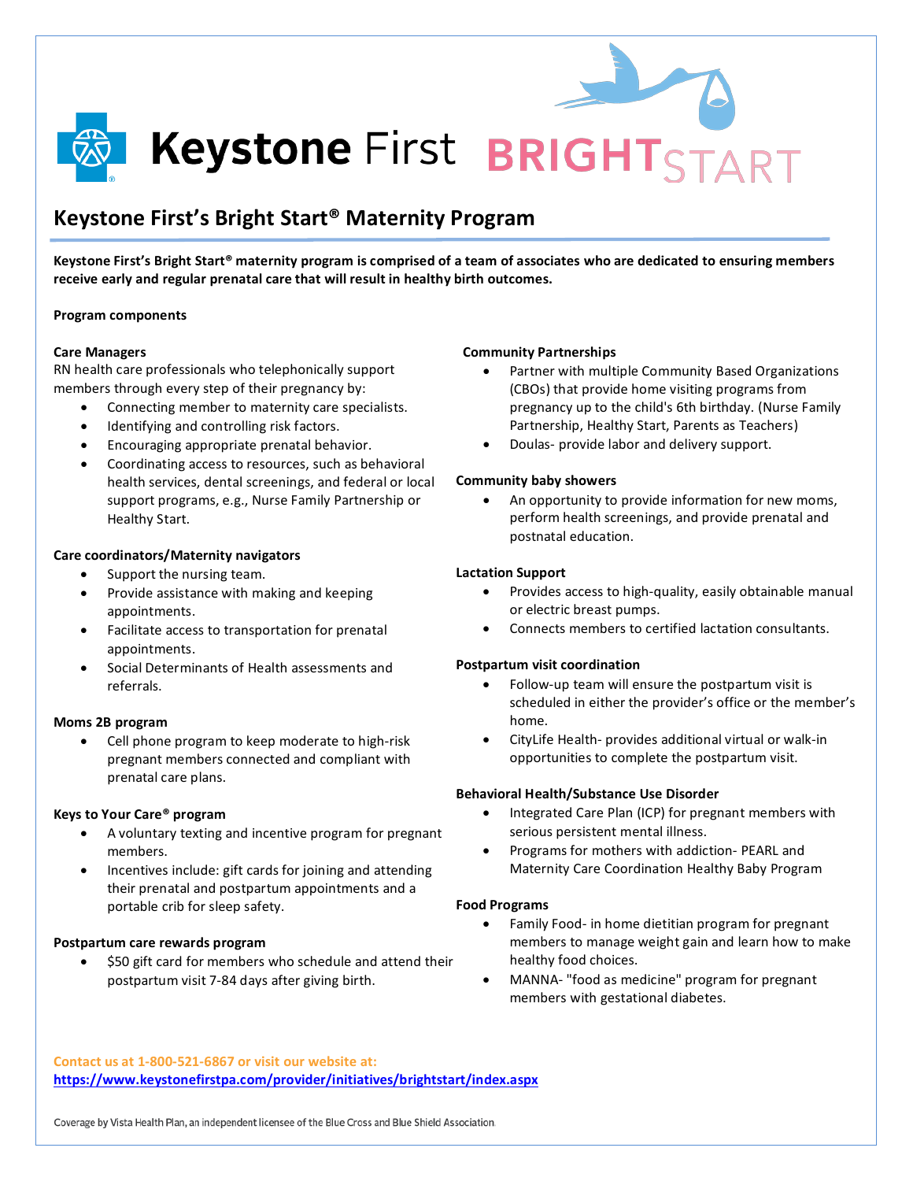# Keystone First's Bright Start® Maternity Program

**Keystone First's Bright Start® maternity program is comprised of a team of associates who are dedicated to ensuring members receive early and regular prenatal care that will result in healthy birth outcomes.**

**Program components**

**Care Managers**

RN health care professionals who telephonically support members through every step of their pregnancy by:

- Connecting member to maternity care specialists.
- Identifying and controlling risk factors.
- Encouraging appropriate prenatal behavior.
- Coordinating access to resources, such as behavioral health services, dental screenings, and federal or local support programs, e.g., Nurse Family Partnership or Healthy Start.

**Care coordinators/Maternity navigators**

- Support the nursing team.
- Provide assistance with making and keeping appointments.
- Facilitate access to transportation for prenatal appointments.
- Social Determinants of Health assessments and referrals.

**Moms 2B program**

- Cell phone program to keep moderate to high-risk pregnant members connected and compliant with prenatal care plans.

**Keys to Your Care® program**

- A voluntary texting and incentive program for pregnant members.
- Incentives include: gift cards for joining and attending their prenatal and postpartum appointments and a portable crib for sleep safety.

**Postpartum care rewards program**

- $50 gift card for members who schedule and attend their postpartum visit 7-84 days after giving birth.

**Community Partnerships**

- Partner with multiple Community Based Organizations (CBOs) that provide home visiting programs from pregnancy up to the child's 6th birthday. (Nurse Family Partnership, Healthy Start, Parents as Teachers)
- Doulas- provide labor and delivery support.

**Community baby showers**

- An opportunity to provide information for new moms, perform health screenings, and provide prenatal and postnatal education.

**Lactation Support**

- Provides access to high-quality, easily obtainable manual or electric breast pumps.
- Connects members to certified lactation consultants.

**Postpartum visit coordination**

- Follow-up team will ensure the postpartum visit is scheduled in either the provider's office or the member's home.
- CityLife Health- provides additional virtual or walk-in opportunities to complete the postpartum visit.

**Behavioral Health/Substance Use Disorder**

- Integrated Care Plan (ICP) for pregnant members with serious persistent mental illness.
- Programs for mothers with addiction- PEARL and Maternity Care Coordination Healthy Baby Program

**Food Programs**

- Family Food- in home dietitian program for pregnant members to manage weight gain and learn how to make healthy food choices.
- MANNA- "food as medicine" program for pregnant members with gestational diabetes.

**Contact us at 1-800-521-6867 or visit our website at:**
**https://www.keystonefirstpa.com/provider/initiatives/brightstart/index.aspx**

Coverage by Vista Health Plan, an independent licensee of the Blue Cross and Blue Shield Association.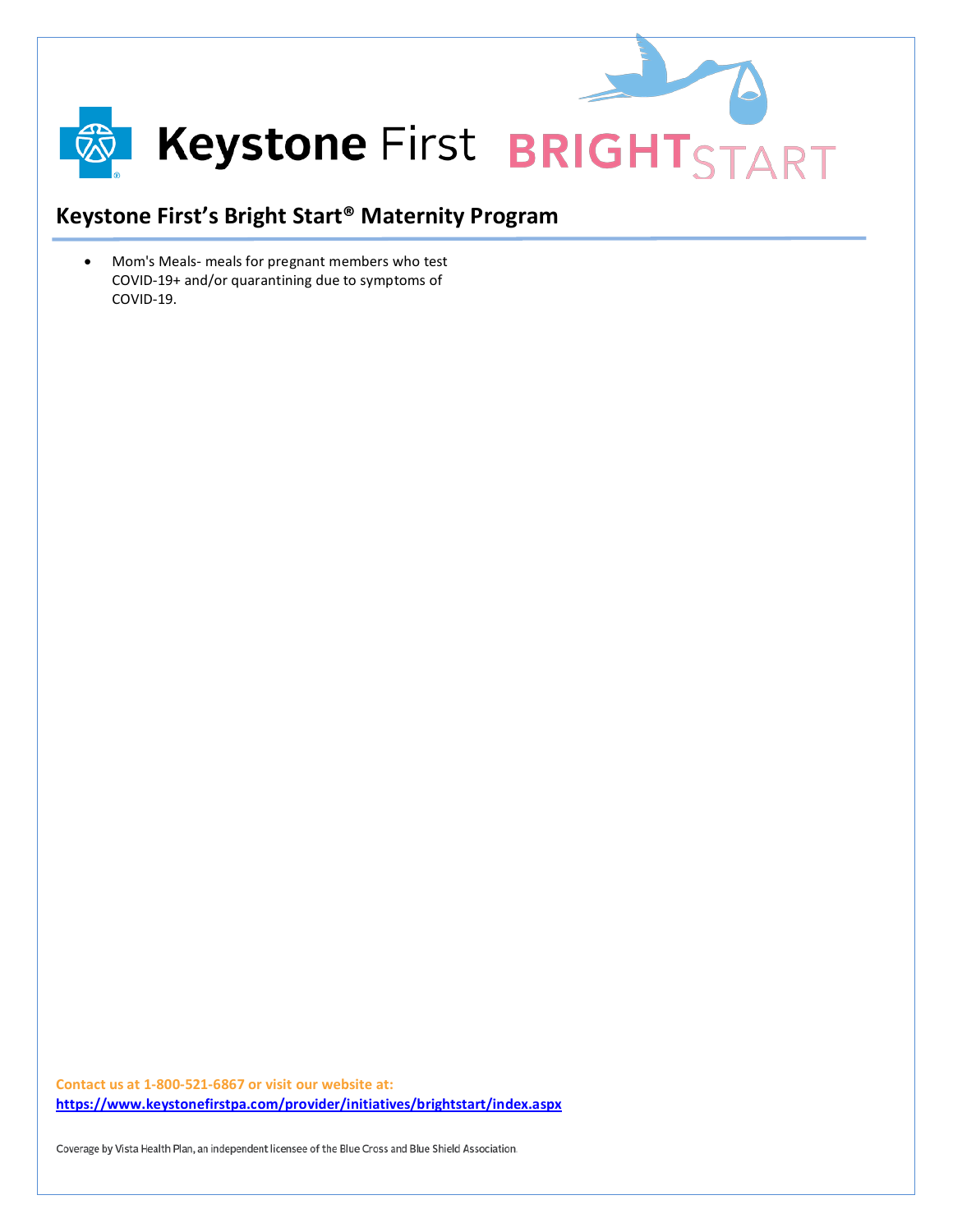## Keystone First's Bright Start® Maternity Program

- Mom's Meals- meals for pregnant members who test COVID-19+ and/or quarantining due to symptoms of COVID-19.

**Contact us at 1-800-521-6867 or visit our website at:**
**https://www.keystonefirstpa.com/provider/initiatives/brightstart/index.aspx**

Coverage by Vista Health Plan, an independent licensee of the Blue Cross and Blue Shield Association.